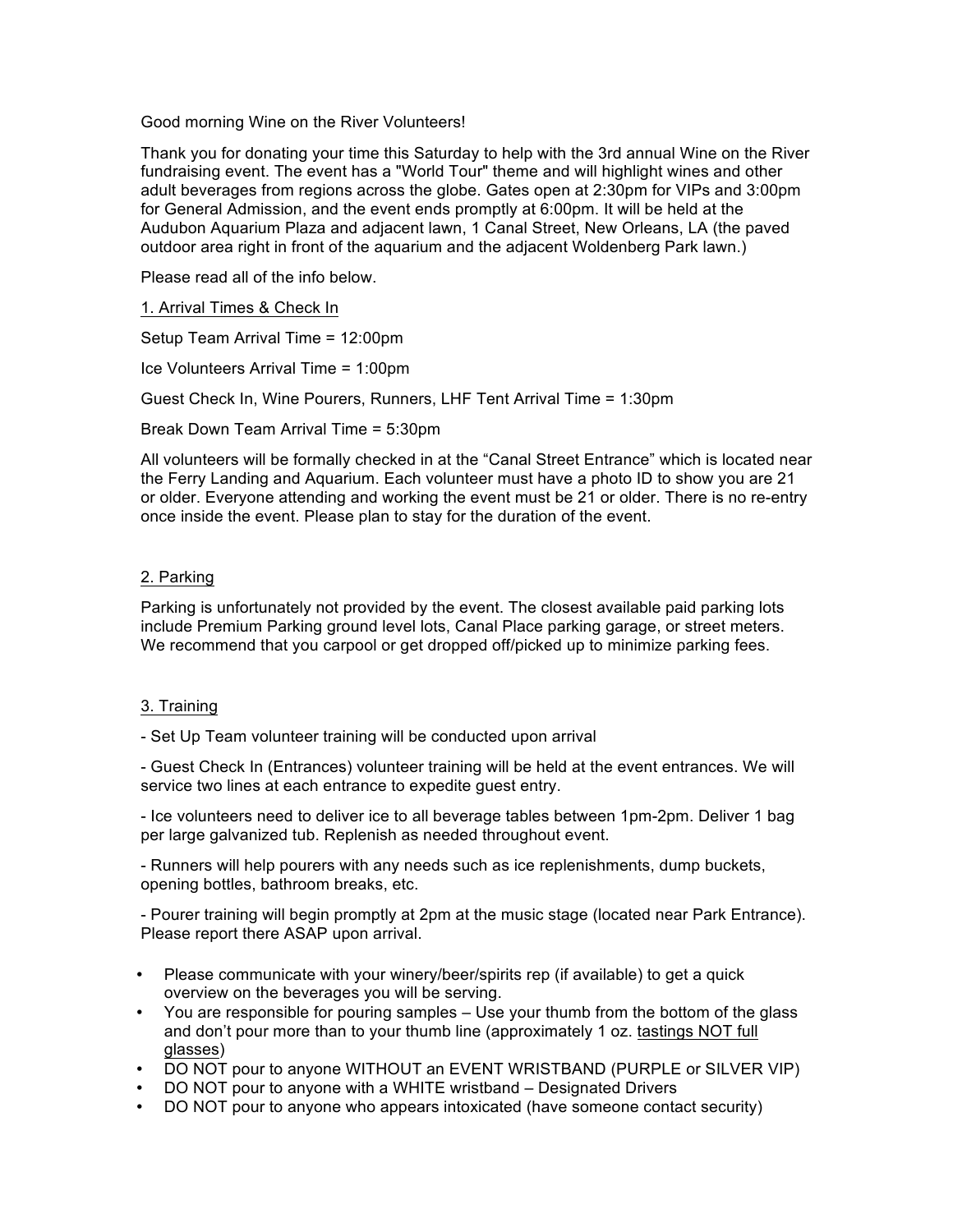Good morning Wine on the River Volunteers!

Thank you for donating your time this Saturday to help with the 3rd annual Wine on the River fundraising event. The event has a "World Tour" theme and will highlight wines and other adult beverages from regions across the globe. Gates open at 2:30pm for VIPs and 3:00pm for General Admission, and the event ends promptly at 6:00pm. It will be held at the Audubon Aquarium Plaza and adjacent lawn, 1 Canal Street, New Orleans, LA (the paved outdoor area right in front of the aquarium and the adjacent Woldenberg Park lawn.)

Please read all of the info below.

<u>1. Arrival Times & Check In</u>

Setup Team Arrival Time = 12:00pm

Ice Volunteers Arrival Time = 1:00pm

Guest Check In, Wine Pourers, Runners, LHF Tent Arrival Time = 1:30pm

Break Down Team Arrival Time = 5:30pm

All volunteers will be formally checked in at the "Canal Street Entrance" which is located near the Ferry Landing and Aquarium. Each volunteer must have a photo ID to show you are 21 or older. Everyone attending and working the event must be 21 or older. There is no re-entry once inside the event. Please plan to stay for the duration of the event.

<u>2. Parking</u>

Parking is unfortunately not provided by the event. The closest available paid parking lots include Premium Parking ground level lots, Canal Place parking garage, or street meters. We recommend that you carpool or get dropped off/picked up to minimize parking fees.

<u>3. Training</u>

- Set Up Team volunteer training will be conducted upon arrival

- Guest Check In (Entrances) volunteer training will be held at the event entrances. We will service two lines at each entrance to expedite guest entry.

- Ice volunteers need to deliver ice to all beverage tables between 1pm-2pm. Deliver 1 bag per large galvanized tub. Replenish as needed throughout event.

- Runners will help pourers with any needs such as ice replenishments, dump buckets, opening bottles, bathroom breaks, etc.

- Pourer training will begin promptly at 2pm at the music stage (located near Park Entrance). Please report there ASAP upon arrival.

- Please communicate with your winery/beer/spirits rep (if available) to get a quick overview on the beverages you will be serving.
- You are responsible for pouring samples – Use your thumb from the bottom of the glass and don't pour more than to your thumb line (approximately 1 oz. <u>tastings NOT full glasses</u>)
- DO NOT pour to anyone WITHOUT an EVENT WRISTBAND (PURPLE or SILVER VIP)
- DO NOT pour to anyone with a WHITE wristband – Designated Drivers
- DO NOT pour to anyone who appears intoxicated (have someone contact security)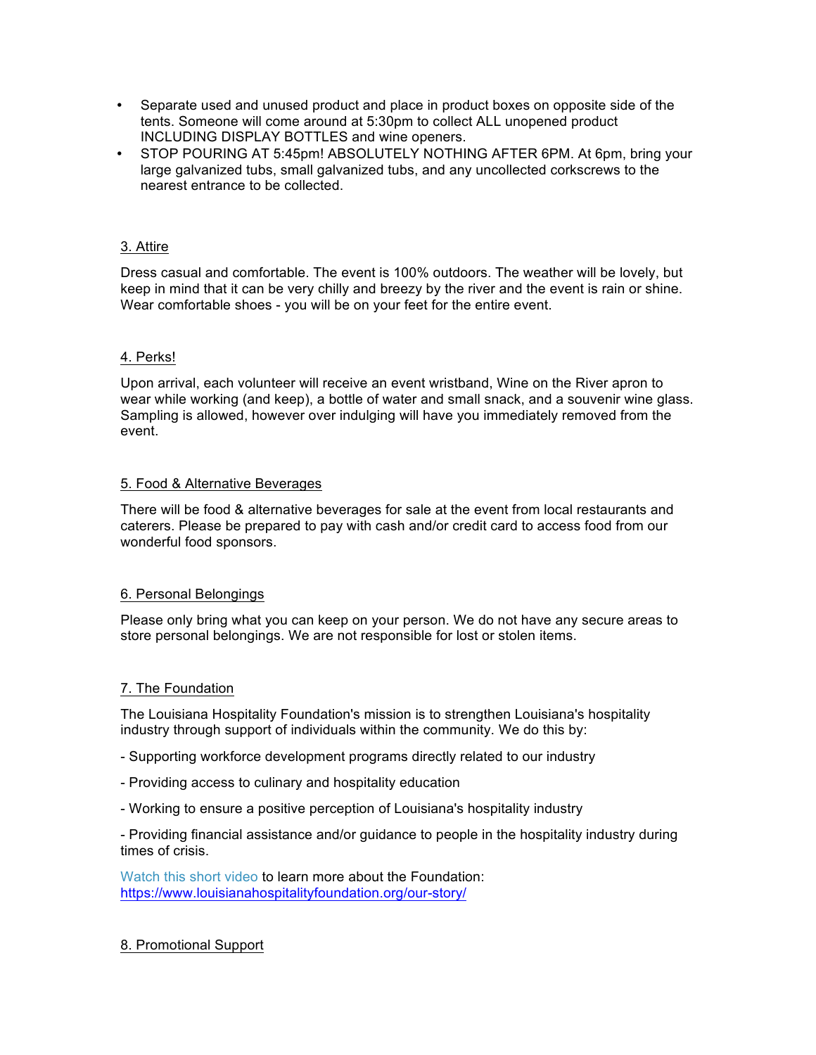- Separate used and unused product and place in product boxes on opposite side of the tents. Someone will come around at 5:30pm to collect ALL unopened product INCLUDING DISPLAY BOTTLES and wine openers.
- STOP POURING AT 5:45pm! ABSOLUTELY NOTHING AFTER 6PM. At 6pm, bring your large galvanized tubs, small galvanized tubs, and any uncollected corkscrews to the nearest entrance to be collected.

## 3. Attire

Dress casual and comfortable. The event is 100% outdoors. The weather will be lovely, but keep in mind that it can be very chilly and breezy by the river and the event is rain or shine. Wear comfortable shoes - you will be on your feet for the entire event.

## 4. Perks!

Upon arrival, each volunteer will receive an event wristband, Wine on the River apron to wear while working (and keep), a bottle of water and small snack, and a souvenir wine glass. Sampling is allowed, however over indulging will have you immediately removed from the event.

## 5. Food & Alternative Beverages

There will be food & alternative beverages for sale at the event from local restaurants and caterers. Please be prepared to pay with cash and/or credit card to access food from our wonderful food sponsors.

## 6. Personal Belongings

Please only bring what you can keep on your person. We do not have any secure areas to store personal belongings. We are not responsible for lost or stolen items.

## 7. The Foundation

The Louisiana Hospitality Foundation's mission is to strengthen Louisiana's hospitality industry through support of individuals within the community. We do this by:

- Supporting workforce development programs directly related to our industry

- Providing access to culinary and hospitality education

- Working to ensure a positive perception of Louisiana's hospitality industry

- Providing financial assistance and/or guidance to people in the hospitality industry during times of crisis.

Watch this short video to learn more about the Foundation: https://www.louisianahospitalityfoundation.org/our-story/

## 8. Promotional Support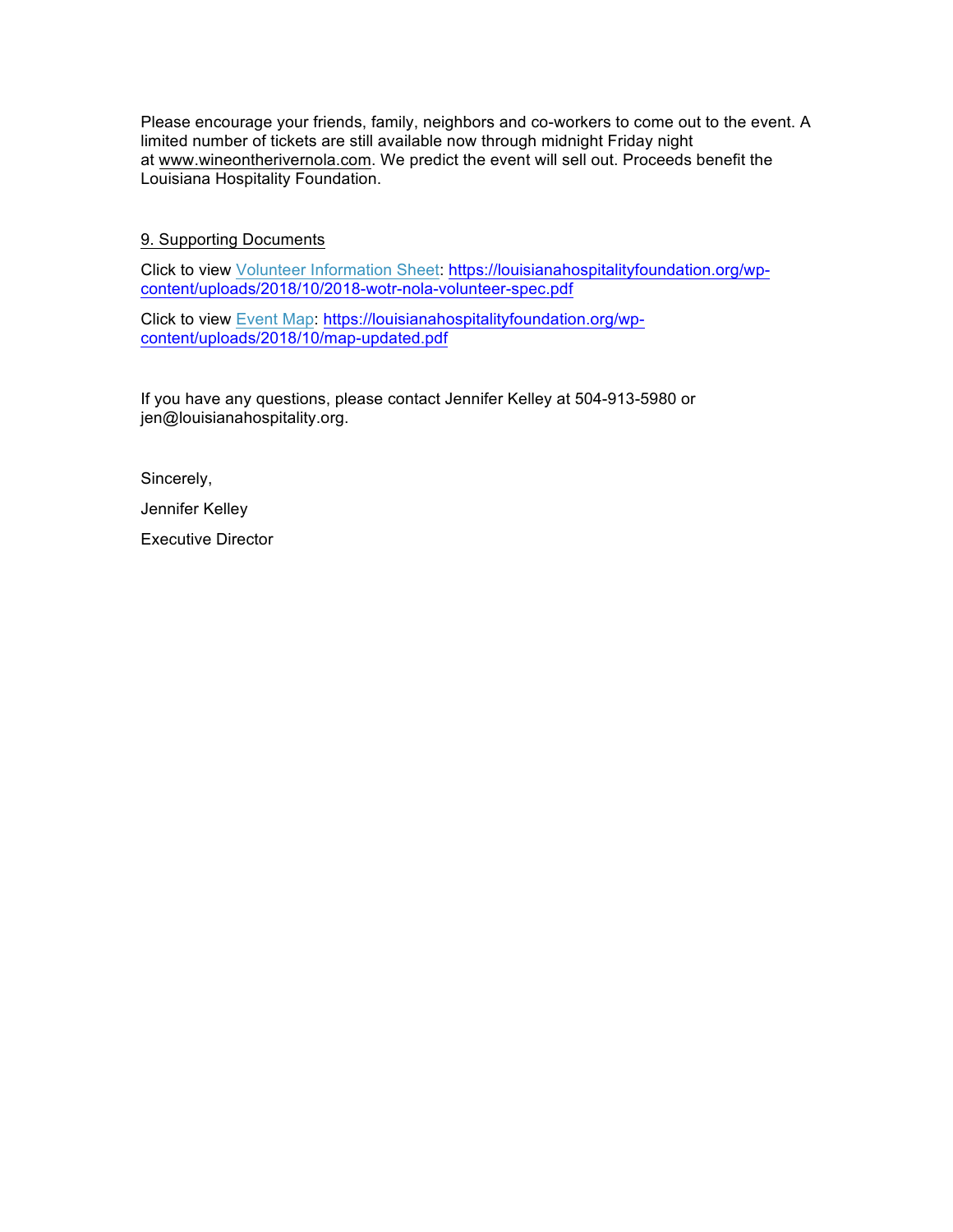Please encourage your friends, family, neighbors and co-workers to come out to the event. A limited number of tickets are still available now through midnight Friday night at www.wineontherivernola.com. We predict the event will sell out. Proceeds benefit the Louisiana Hospitality Foundation.

9. Supporting Documents

Click to view Volunteer Information Sheet: https://louisianahospitalityfoundation.org/wp-content/uploads/2018/10/2018-wotr-nola-volunteer-spec.pdf

Click to view Event Map: https://louisianahospitalityfoundation.org/wp-content/uploads/2018/10/map-updated.pdf

If you have any questions, please contact Jennifer Kelley at 504-913-5980 or jen@louisianahospitality.org.

Sincerely,

Jennifer Kelley

Executive Director